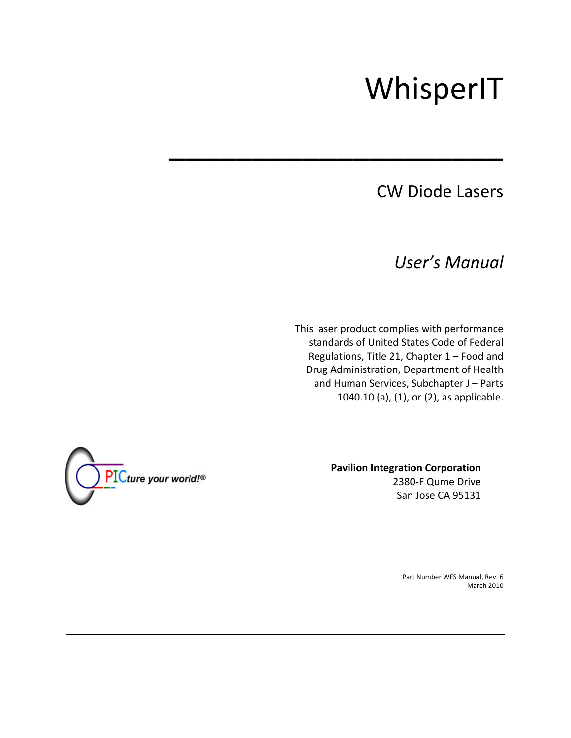# WhisperIT

## CW Diode Lasers

*User's Manual*

This laser product complies with performance standards of United States Code of Federal Regulations, Title 21, Chapter 1 – Food and Drug Administration, Department of Health and Human Services, Subchapter J – Parts 1040.10 (a), (1), or (2), as applicable.

PICture your world!®

**Pavilion Integration Corporation**
2380-F Qume Drive
San Jose CA 95131

Part Number WFS Manual, Rev. 6
March 2010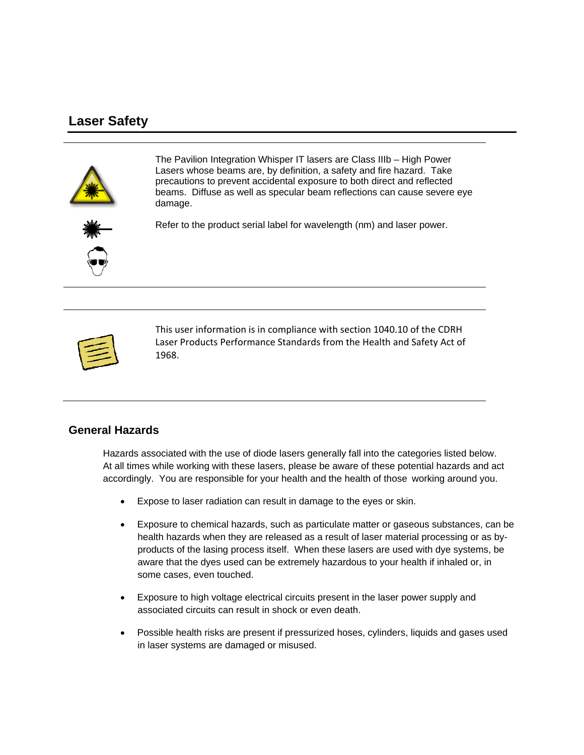## Laser Safety

The Pavilion Integration Whisper IT lasers are Class IIIb – High Power Lasers whose beams are, by definition, a safety and fire hazard. Take precautions to prevent accidental exposure to both direct and reflected beams. Diffuse as well as specular beam reflections can cause severe eye damage.

Refer to the product serial label for wavelength (nm) and laser power.

---

This user information is in compliance with section 1040.10 of the CDRH Laser Products Performance Standards from the Health and Safety Act of 1968.

---

### General Hazards

Hazards associated with the use of diode lasers generally fall into the categories listed below. At all times while working with these lasers, please be aware of these potential hazards and act accordingly. You are responsible for your health and the health of those working around you.

- Expose to laser radiation can result in damage to the eyes or skin.
- Exposure to chemical hazards, such as particulate matter or gaseous substances, can be health hazards when they are released as a result of laser material processing or as by-products of the lasing process itself. When these lasers are used with dye systems, be aware that the dyes used can be extremely hazardous to your health if inhaled or, in some cases, even touched.
- Exposure to high voltage electrical circuits present in the laser power supply and associated circuits can result in shock or even death.
- Possible health risks are present if pressurized hoses, cylinders, liquids and gases used in laser systems are damaged or misused.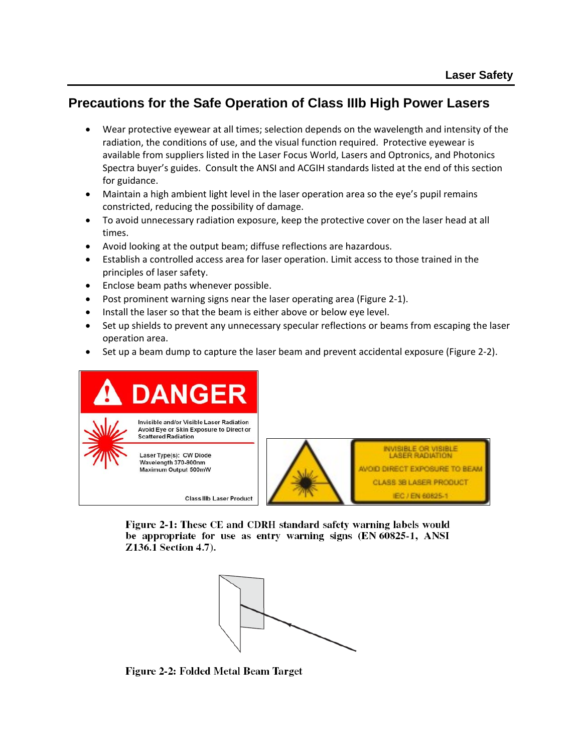## Precautions for the Safe Operation of Class IIIb High Power Lasers

- Wear protective eyewear at all times; selection depends on the wavelength and intensity of the radiation, the conditions of use, and the visual function required. Protective eyewear is available from suppliers listed in the Laser Focus World, Lasers and Optronics, and Photonics Spectra buyer's guides. Consult the ANSI and ACGIH standards listed at the end of this section for guidance.
- Maintain a high ambient light level in the laser operation area so the eye's pupil remains constricted, reducing the possibility of damage.
- To avoid unnecessary radiation exposure, keep the protective cover on the laser head at all times.
- Avoid looking at the output beam; diffuse reflections are hazardous.
- Establish a controlled access area for laser operation. Limit access to those trained in the principles of laser safety.
- Enclose beam paths whenever possible.
- Post prominent warning signs near the laser operating area (Figure 2-1).
- Install the laser so that the beam is either above or below eye level.
- Set up shields to prevent any unnecessary specular reflections or beams from escaping the laser operation area.
- Set up a beam dump to capture the laser beam and prevent accidental exposure (Figure 2-2).

**Figure 2-1: These CE and CDRH standard safety warning labels would be appropriate for use as entry warning signs (EN 60825-1, ANSI Z136.1 Section 4.7).**

**Figure 2-2: Folded Metal Beam Target**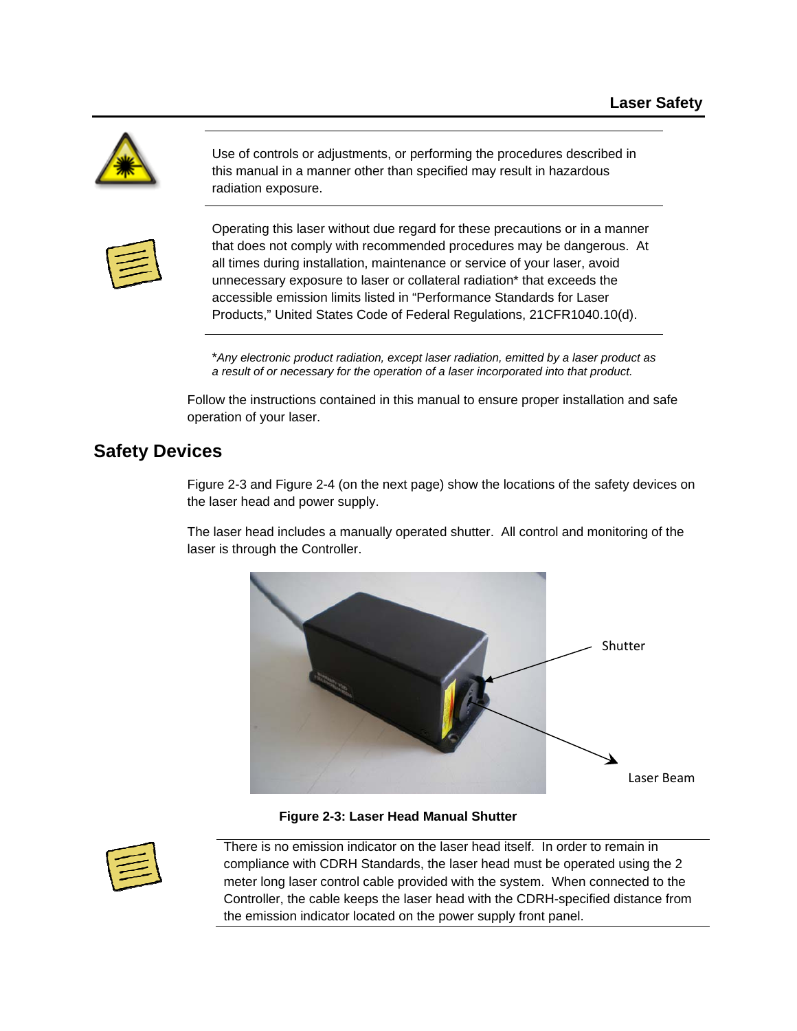Use of controls or adjustments, or performing the procedures described in this manual in a manner other than specified may result in hazardous radiation exposure.

Operating this laser without due regard for these precautions or in a manner that does not comply with recommended procedures may be dangerous. At all times during installation, maintenance or service of your laser, avoid unnecessary exposure to laser or collateral radiation* that exceeds the accessible emission limits listed in "Performance Standards for Laser Products," United States Code of Federal Regulations, 21CFR1040.10(d).

**Any electronic product radiation, except laser radiation, emitted by a laser product as a result of or necessary for the operation of a laser incorporated into that product.*

Follow the instructions contained in this manual to ensure proper installation and safe operation of your laser.

## Safety Devices

Figure 2-3 and Figure 2-4 (on the next page) show the locations of the safety devices on the laser head and power supply.

The laser head includes a manually operated shutter. All control and monitoring of the laser is through the Controller.

Shutter

Laser Beam

**Figure 2-3: Laser Head Manual Shutter**

There is no emission indicator on the laser head itself. In order to remain in compliance with CDRH Standards, the laser head must be operated using the 2 meter long laser control cable provided with the system. When connected to the Controller, the cable keeps the laser head with the CDRH-specified distance from the emission indicator located on the power supply front panel.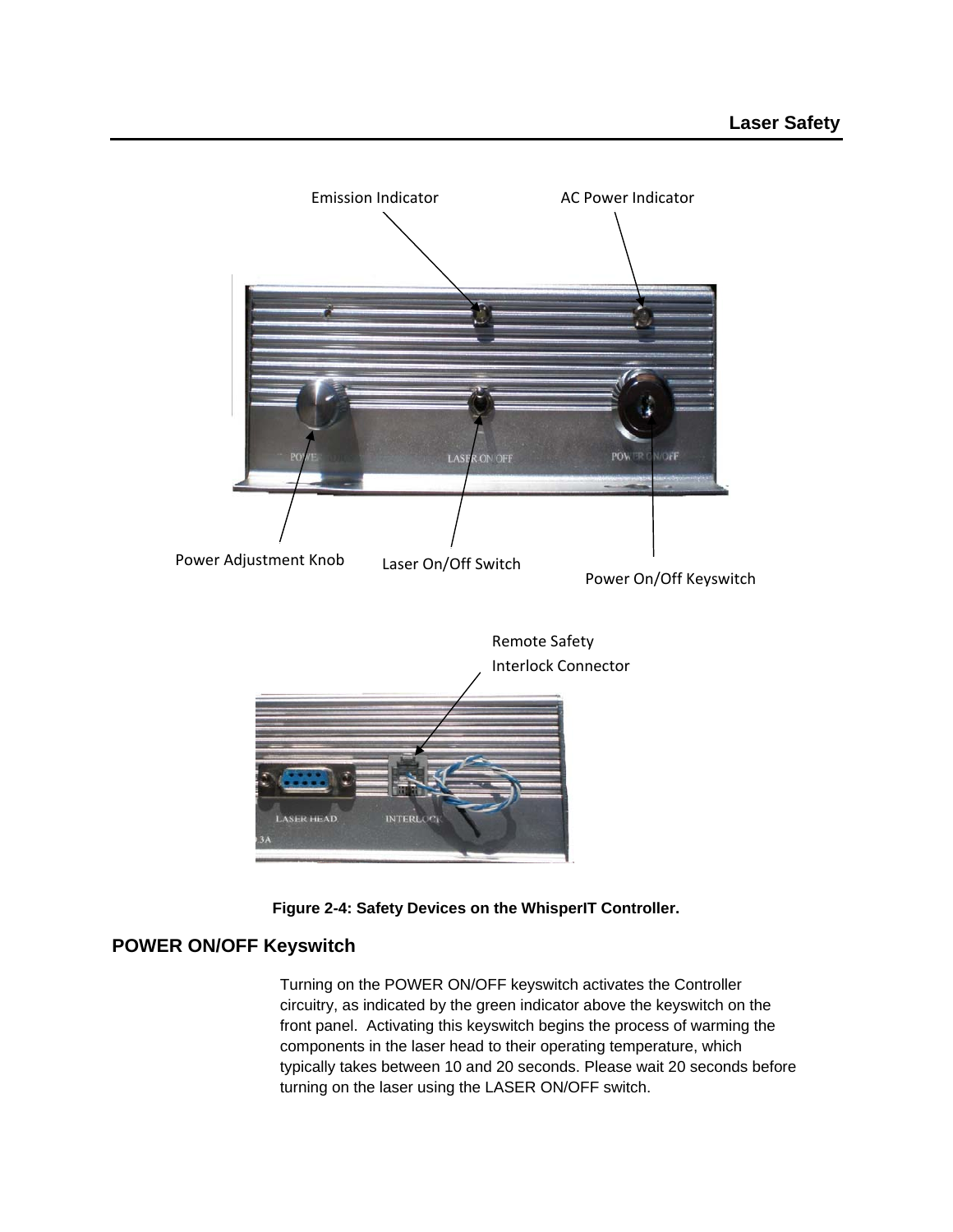Figure 2-4: Safety Devices on the WhisperIT Controller.

## POWER ON/OFF Keyswitch

Turning on the POWER ON/OFF keyswitch activates the Controller circuitry, as indicated by the green indicator above the keyswitch on the front panel. Activating this keyswitch begins the process of warming the components in the laser head to their operating temperature, which typically takes between 10 and 20 seconds. Please wait 20 seconds before turning on the laser using the LASER ON/OFF switch.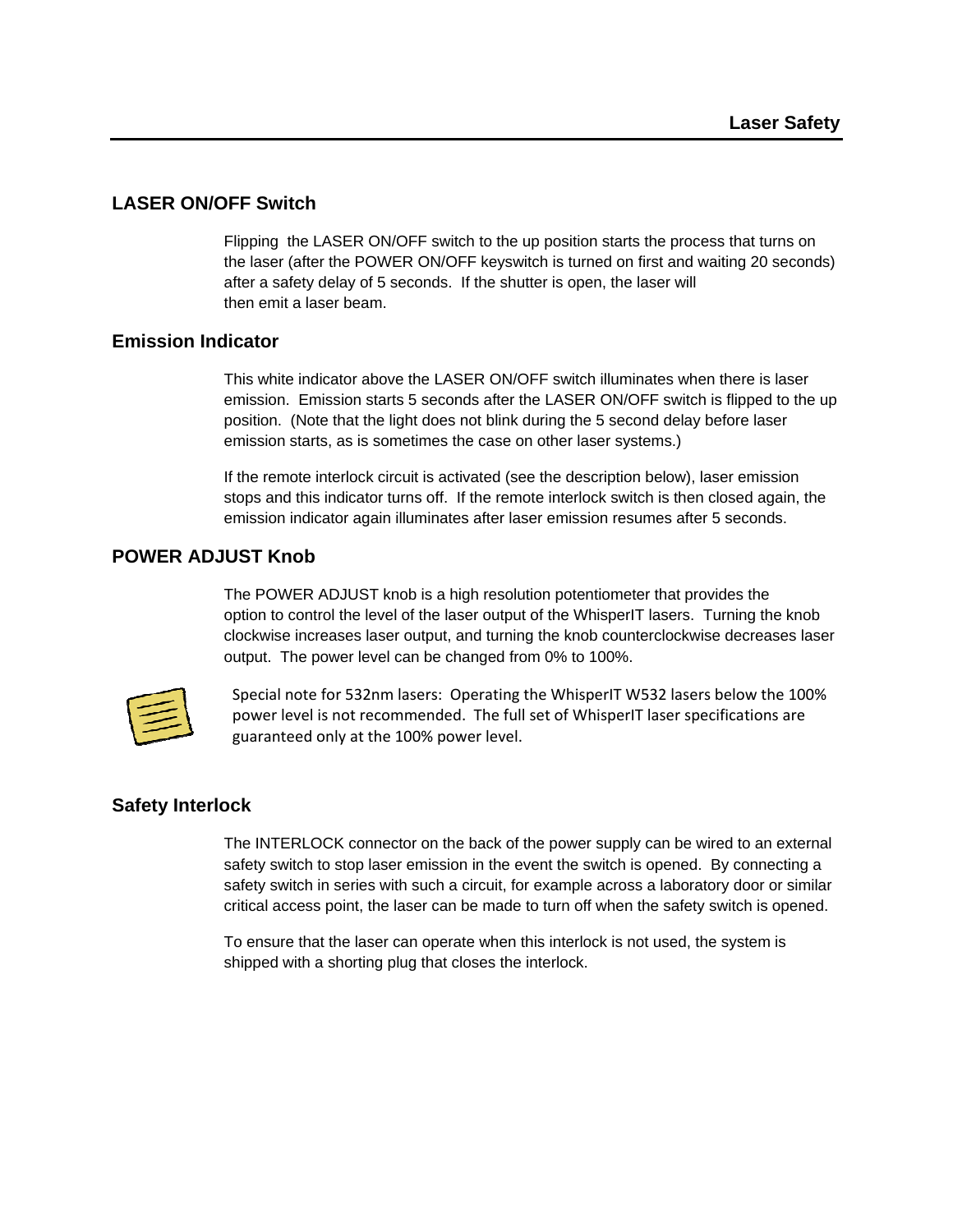## LASER ON/OFF Switch

Flipping the LASER ON/OFF switch to the up position starts the process that turns on the laser (after the POWER ON/OFF keyswitch is turned on first and waiting 20 seconds) after a safety delay of 5 seconds. If the shutter is open, the laser will then emit a laser beam.

## Emission Indicator

This white indicator above the LASER ON/OFF switch illuminates when there is laser emission. Emission starts 5 seconds after the LASER ON/OFF switch is flipped to the up position. (Note that the light does not blink during the 5 second delay before laser emission starts, as is sometimes the case on other laser systems.)

If the remote interlock circuit is activated (see the description below), laser emission stops and this indicator turns off. If the remote interlock switch is then closed again, the emission indicator again illuminates after laser emission resumes after 5 seconds.

## POWER ADJUST Knob

The POWER ADJUST knob is a high resolution potentiometer that provides the option to control the level of the laser output of the WhisperIT lasers. Turning the knob clockwise increases laser output, and turning the knob counterclockwise decreases laser output. The power level can be changed from 0% to 100%.

Special note for 532nm lasers: Operating the WhisperIT W532 lasers below the 100% power level is not recommended. The full set of WhisperIT laser specifications are guaranteed only at the 100% power level.

## Safety Interlock

The INTERLOCK connector on the back of the power supply can be wired to an external safety switch to stop laser emission in the event the switch is opened. By connecting a safety switch in series with such a circuit, for example across a laboratory door or similar critical access point, the laser can be made to turn off when the safety switch is opened.

To ensure that the laser can operate when this interlock is not used, the system is shipped with a shorting plug that closes the interlock.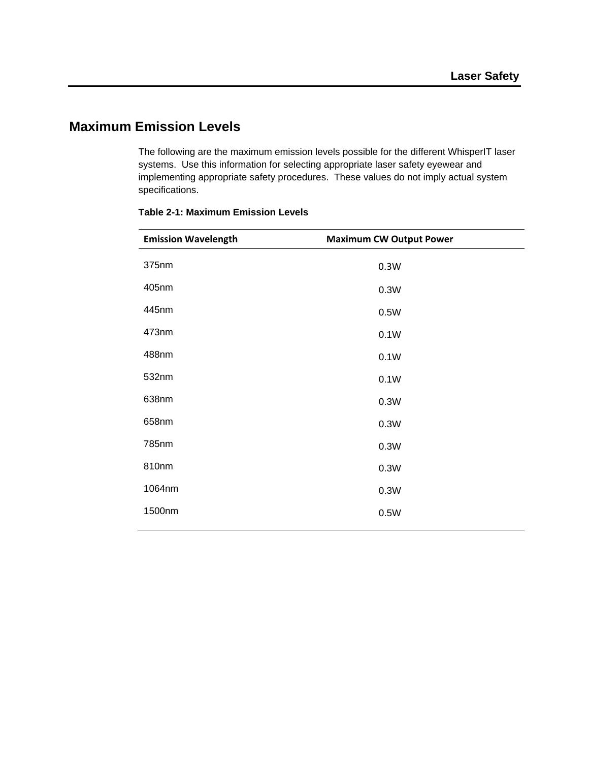## Maximum Emission Levels

The following are the maximum emission levels possible for the different WhisperIT laser systems. Use this information for selecting appropriate laser safety eyewear and implementing appropriate safety procedures. These values do not imply actual system specifications.

**Table 2-1: Maximum Emission Levels**

| Emission Wavelength | Maximum CW Output Power |
|---|---|
| 375nm | 0.3W |
| 405nm | 0.3W |
| 445nm | 0.5W |
| 473nm | 0.1W |
| 488nm | 0.1W |
| 532nm | 0.1W |
| 638nm | 0.3W |
| 658nm | 0.3W |
| 785nm | 0.3W |
| 810nm | 0.3W |
| 1064nm | 0.3W |
| 1500nm | 0.5W |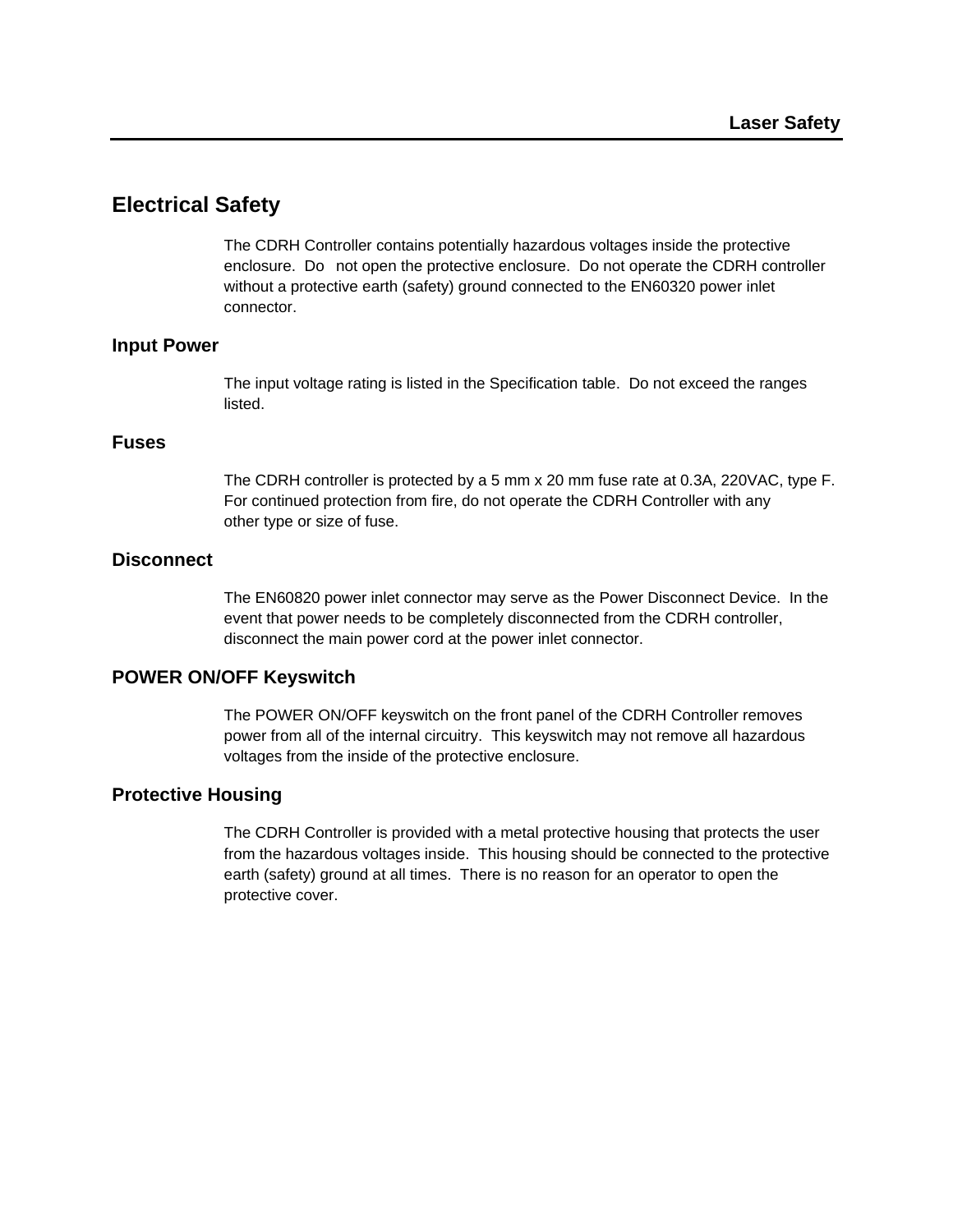## Electrical Safety

The CDRH Controller contains potentially hazardous voltages inside the protective enclosure. Do not open the protective enclosure. Do not operate the CDRH controller without a protective earth (safety) ground connected to the EN60320 power inlet connector.

### Input Power

The input voltage rating is listed in the Specification table. Do not exceed the ranges listed.

### Fuses

The CDRH controller is protected by a 5 mm x 20 mm fuse rate at 0.3A, 220VAC, type F. For continued protection from fire, do not operate the CDRH Controller with any other type or size of fuse.

### Disconnect

The EN60820 power inlet connector may serve as the Power Disconnect Device. In the event that power needs to be completely disconnected from the CDRH controller, disconnect the main power cord at the power inlet connector.

### POWER ON/OFF Keyswitch

The POWER ON/OFF keyswitch on the front panel of the CDRH Controller removes power from all of the internal circuitry. This keyswitch may not remove all hazardous voltages from the inside of the protective enclosure.

### Protective Housing

The CDRH Controller is provided with a metal protective housing that protects the user from the hazardous voltages inside. This housing should be connected to the protective earth (safety) ground at all times. There is no reason for an operator to open the protective cover.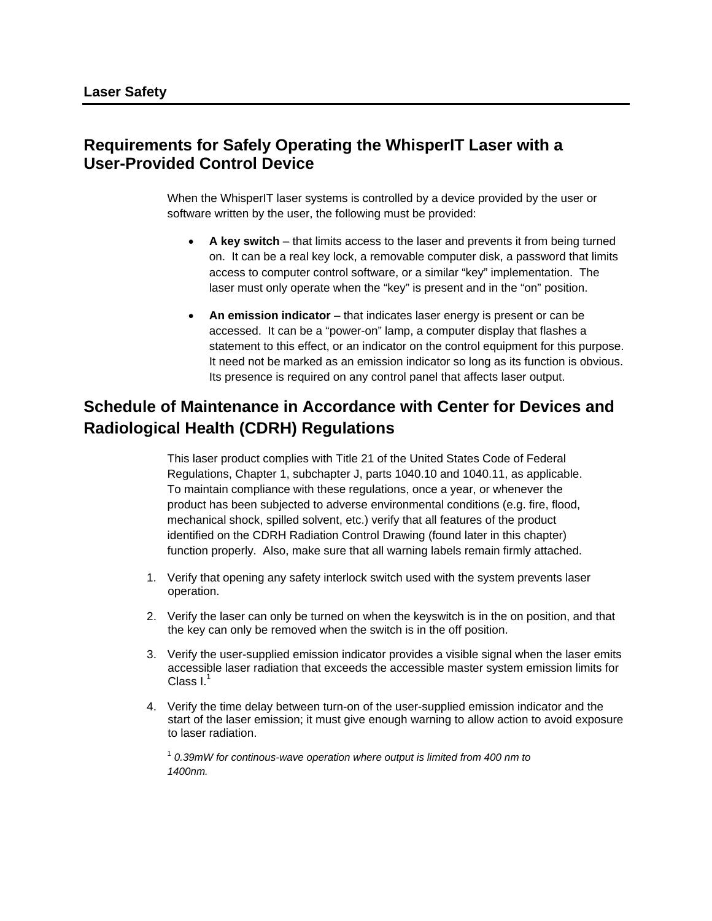## Requirements for Safely Operating the WhisperIT Laser with a User-Provided Control Device

When the WhisperIT laser systems is controlled by a device provided by the user or software written by the user, the following must be provided:

- **A key switch** – that limits access to the laser and prevents it from being turned on. It can be a real key lock, a removable computer disk, a password that limits access to computer control software, or a similar "key" implementation. The laser must only operate when the "key" is present and in the "on" position.
- **An emission indicator** – that indicates laser energy is present or can be accessed. It can be a "power-on" lamp, a computer display that flashes a statement to this effect, or an indicator on the control equipment for this purpose. It need not be marked as an emission indicator so long as its function is obvious. Its presence is required on any control panel that affects laser output.

## Schedule of Maintenance in Accordance with Center for Devices and Radiological Health (CDRH) Regulations

This laser product complies with Title 21 of the United States Code of Federal Regulations, Chapter 1, subchapter J, parts 1040.10 and 1040.11, as applicable. To maintain compliance with these regulations, once a year, or whenever the product has been subjected to adverse environmental conditions (e.g. fire, flood, mechanical shock, spilled solvent, etc.) verify that all features of the product identified on the CDRH Radiation Control Drawing (found later in this chapter) function properly. Also, make sure that all warning labels remain firmly attached.

1. Verify that opening any safety interlock switch used with the system prevents laser operation.
2. Verify the laser can only be turned on when the keyswitch is in the on position, and that the key can only be removed when the switch is in the off position.
3. Verify the user-supplied emission indicator provides a visible signal when the laser emits accessible laser radiation that exceeds the accessible master system emission limits for Class I.[1]
4. Verify the time delay between turn-on of the user-supplied emission indicator and the start of the laser emission; it must give enough warning to allow action to avoid exposure to laser radiation.

[1] *0.39mW for continous-wave operation where output is limited from 400 nm to 1400nm.*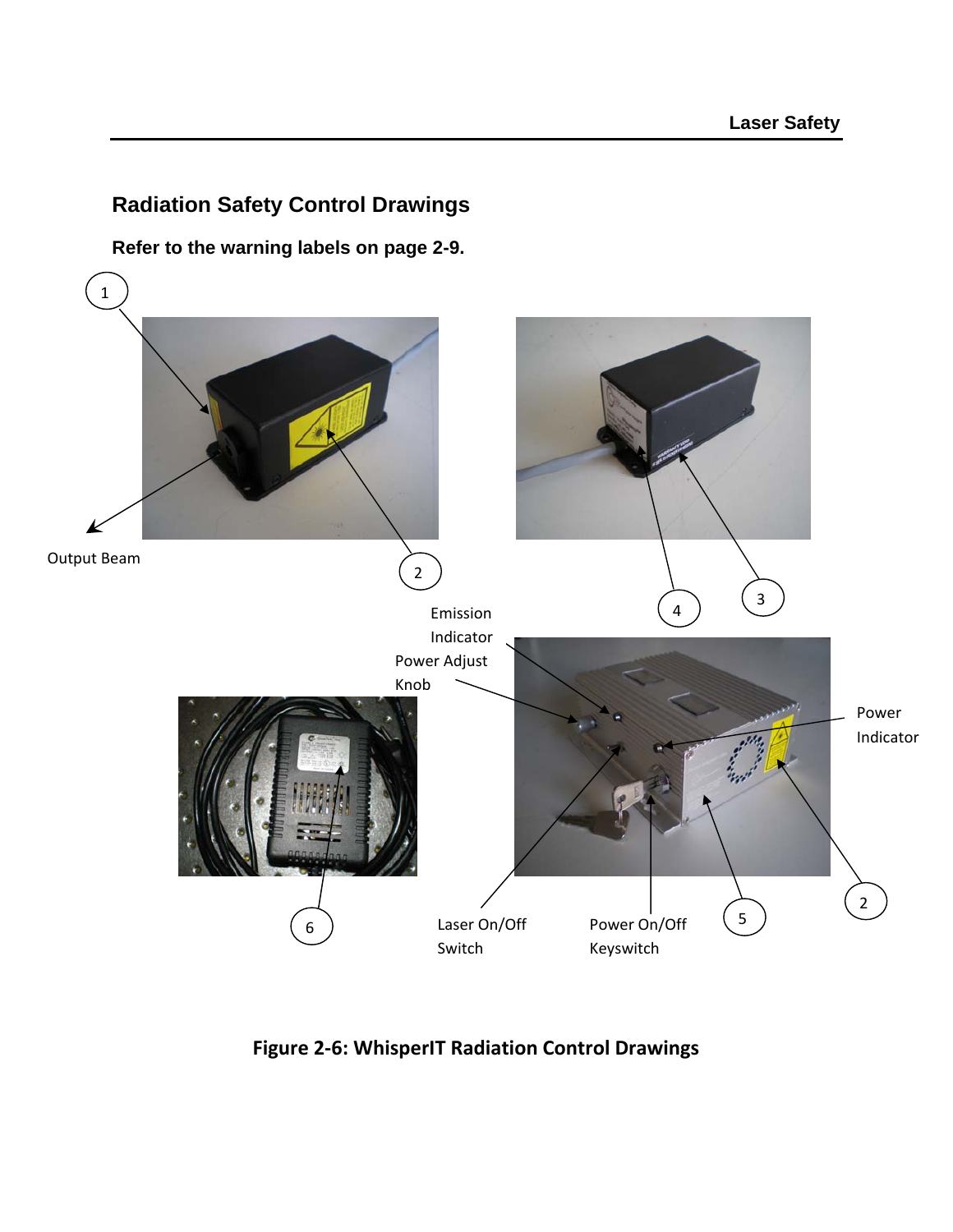## Radiation Safety Control Drawings

**Refer to the warning labels on page 2-9.**

1

Output Beam

2

4

3

Emission Indicator

Power Adjust Knob

Power Indicator

6

Laser On/Off Switch

Power On/Off Keyswitch

5

2

**Figure 2-6: WhisperIT Radiation Control Drawings**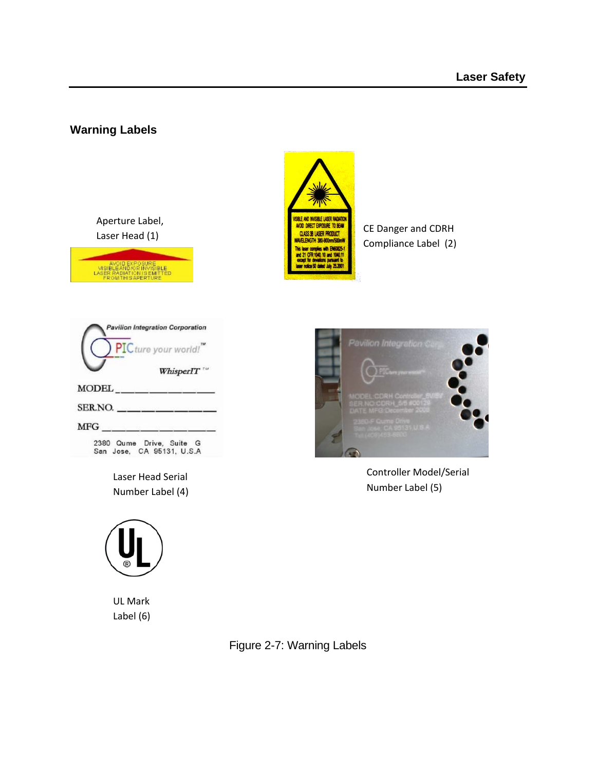## Warning Labels

Aperture Label, Laser Head (1)

CE Danger and CDRH Compliance Label (2)

Laser Head Serial Number Label (4)

Controller Model/Serial Number Label (5)

UL Mark Label (6)

Figure 2-7: Warning Labels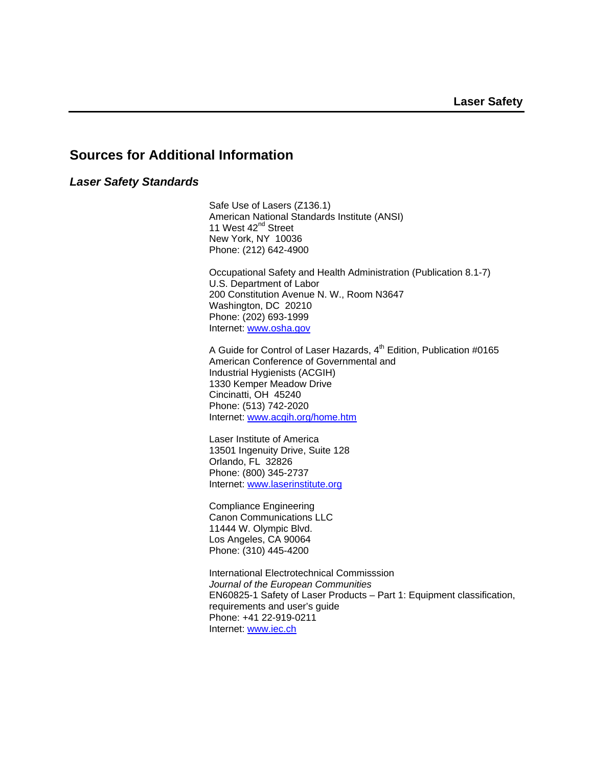## Sources for Additional Information

### *Laser Safety Standards*

Safe Use of Lasers (Z136.1)
American National Standards Institute (ANSI)
11 West 42nd Street
New York, NY 10036
Phone: (212) 642-4900

Occupational Safety and Health Administration (Publication 8.1-7)
U.S. Department of Labor
200 Constitution Avenue N. W., Room N3647
Washington, DC 20210
Phone: (202) 693-1999
Internet: www.osha.gov

A Guide for Control of Laser Hazards, 4th Edition, Publication #0165
American Conference of Governmental and
Industrial Hygienists (ACGIH)
1330 Kemper Meadow Drive
Cincinatti, OH 45240
Phone: (513) 742-2020
Internet: www.acgih.org/home.htm

Laser Institute of America
13501 Ingenuity Drive, Suite 128
Orlando, FL 32826
Phone: (800) 345-2737
Internet: www.laserinstitute.org

Compliance Engineering
Canon Communications LLC
11444 W. Olympic Blvd.
Los Angeles, CA 90064
Phone: (310) 445-4200

International Electrotechnical Commisssion
*Journal of the European Communities*
EN60825-1 Safety of Laser Products – Part 1: Equipment classification, requirements and user's guide
Phone: +41 22-919-0211
Internet: www.iec.ch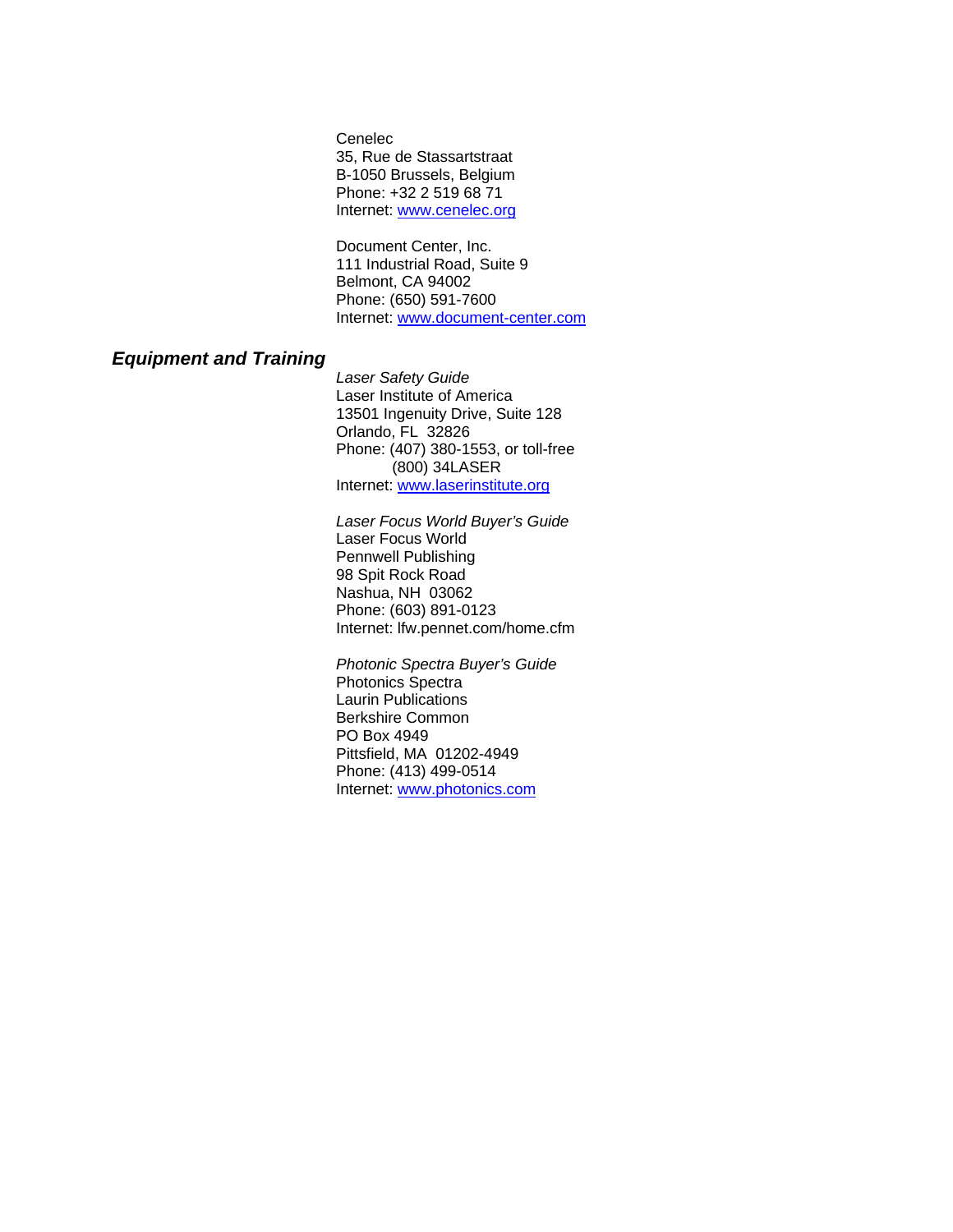Cenelec
35, Rue de Stassartstraat
B-1050 Brussels, Belgium
Phone: +32 2 519 68 71
Internet: www.cenelec.org

Document Center, Inc.
111 Industrial Road, Suite 9
Belmont, CA 94002
Phone: (650) 591-7600
Internet: www.document-center.com

### *Equipment and Training*

*Laser Safety Guide*
Laser Institute of America
13501 Ingenuity Drive, Suite 128
Orlando, FL 32826
Phone: (407) 380-1553, or toll-free (800) 34LASER
Internet: www.laserinstitute.org

*Laser Focus World Buyer's Guide*
Laser Focus World
Pennwell Publishing
98 Spit Rock Road
Nashua, NH 03062
Phone: (603) 891-0123
Internet: lfw.pennet.com/home.cfm

*Photonic Spectra Buyer's Guide*
Photonics Spectra
Laurin Publications
Berkshire Common
PO Box 4949
Pittsfield, MA 01202-4949
Phone: (413) 499-0514
Internet: www.photonics.com